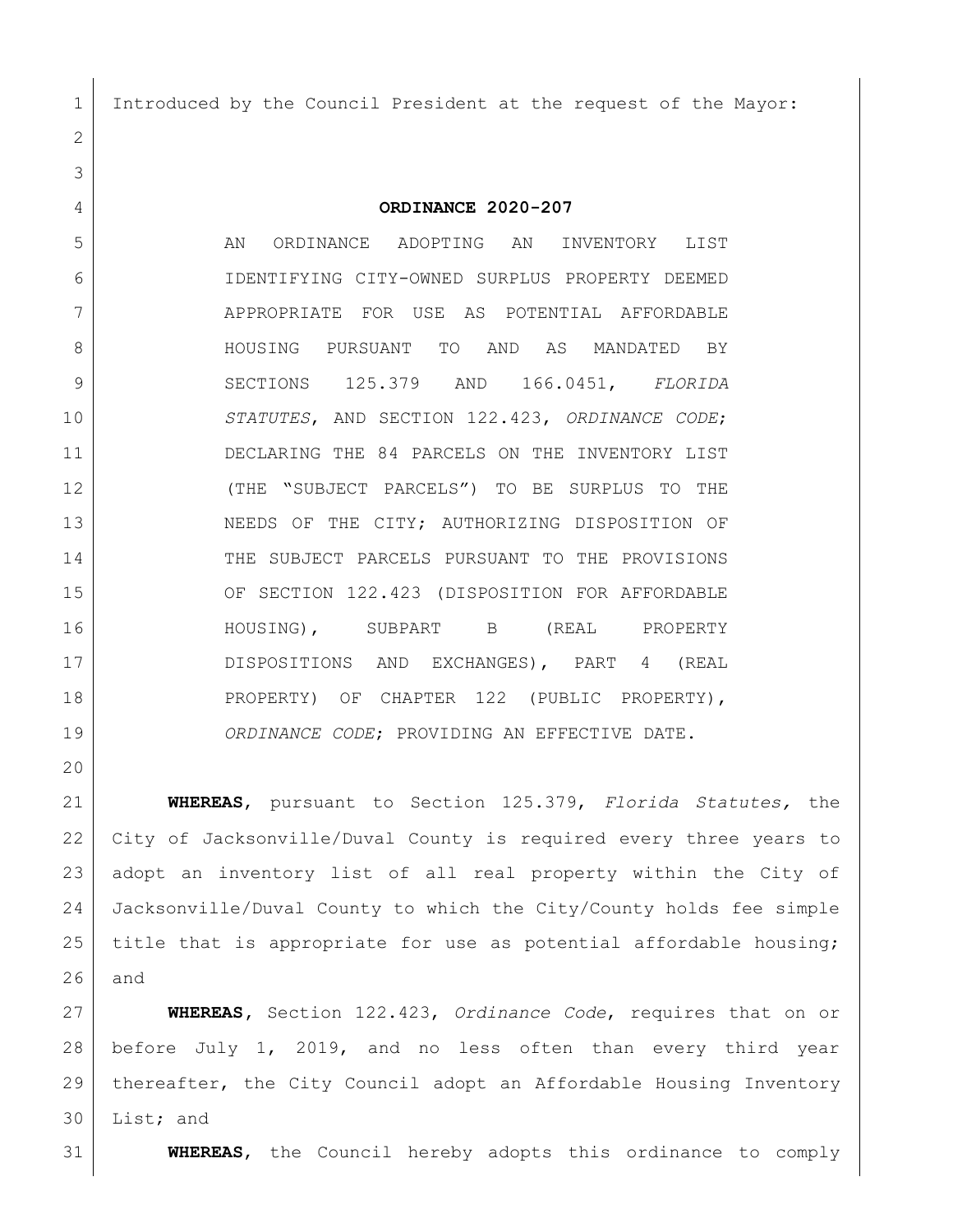Introduced by the Council President at the request of the Mayor:

# ORDINANCE 2020-207

AN ORDINANCE ADOPTING AN INVENTORY LIST IDENTIFYING CITY-OWNED SURPLUS PROPERTY DEEMED APPROPRIATE FOR USE AS POTENTIAL AFFORDABLE HOUSING PURSUANT TO AND AS MANDATED BY SECTIONS 125.379 AND 166.0451, *FLORIDA STATUTES*, AND SECTION 122.423, *ORDINANCE CODE*; DECLARING THE 84 PARCELS ON THE INVENTORY LIST (THE "SUBJECT PARCELS") TO BE SURPLUS TO THE NEEDS OF THE CITY; AUTHORIZING DISPOSITION OF THE SUBJECT PARCELS PURSUANT TO THE PROVISIONS OF SECTION 122.423 (DISPOSITION FOR AFFORDABLE HOUSING), SUBPART B (REAL PROPERTY DISPOSITIONS AND EXCHANGES), PART 4 (REAL PROPERTY) OF CHAPTER 122 (PUBLIC PROPERTY), *ORDINANCE CODE*; PROVIDING AN EFFECTIVE DATE.

**WHEREAS**, pursuant to Section 125.379, *Florida Statutes,* the City of Jacksonville/Duval County is required every three years to adopt an inventory list of all real property within the City of Jacksonville/Duval County to which the City/County holds fee simple title that is appropriate for use as potential affordable housing; and

**WHEREAS**, Section 122.423, *Ordinance Code*, requires that on or before July 1, 2019, and no less often than every third year thereafter, the City Council adopt an Affordable Housing Inventory List; and

**WHEREAS**, the Council hereby adopts this ordinance to comply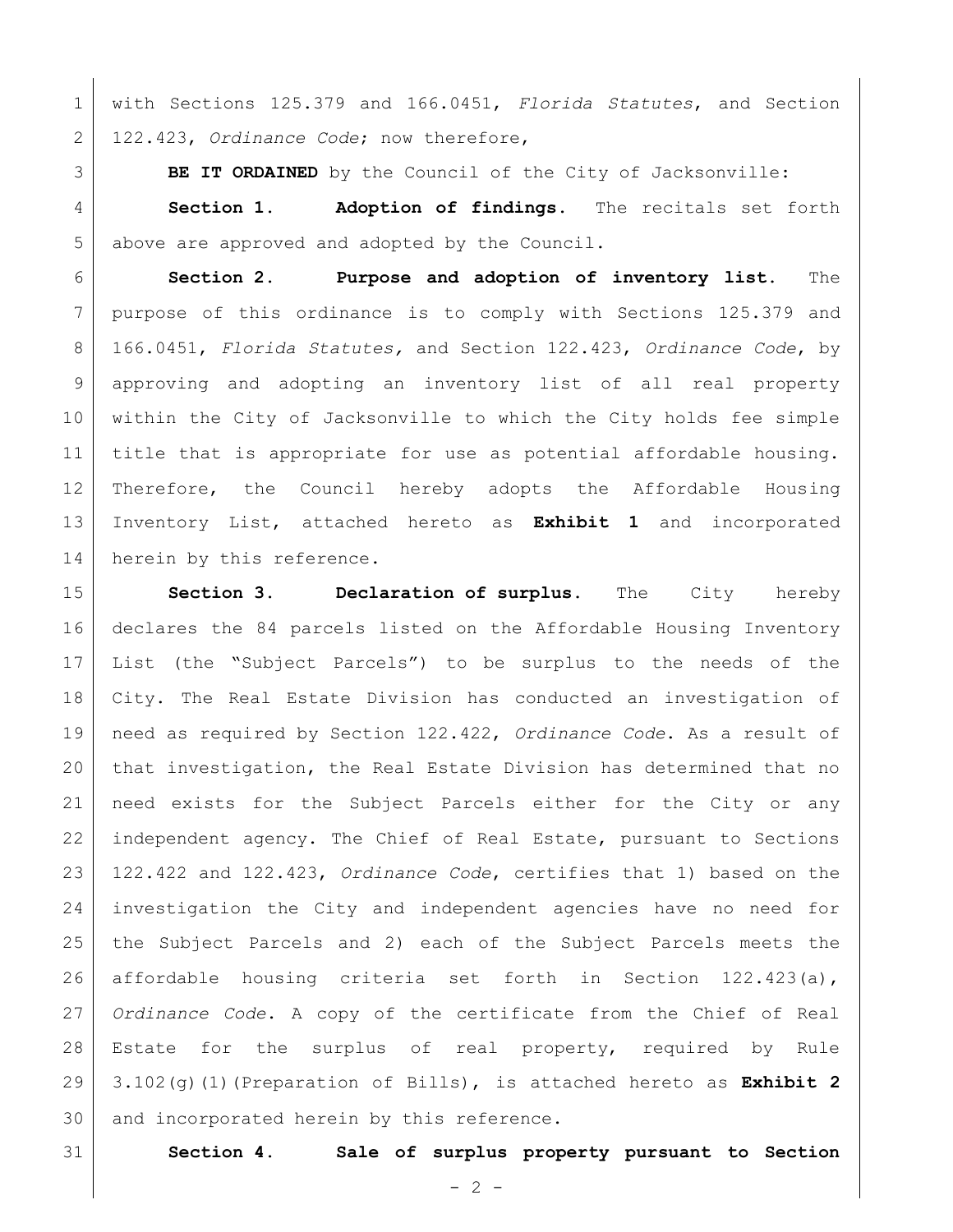with Sections 125.379 and 166.0451, *Florida Statutes*, and Section 122.423, *Ordinance Code*; now therefore,

**BE IT ORDAINED** by the Council of the City of Jacksonville:

**Section 1. Adoption of findings.** The recitals set forth above are approved and adopted by the Council.

**Section 2. Purpose and adoption of inventory list.** The purpose of this ordinance is to comply with Sections 125.379 and 166.0451, *Florida Statutes,* and Section 122.423, *Ordinance Code*, by approving and adopting an inventory list of all real property within the City of Jacksonville to which the City holds fee simple title that is appropriate for use as potential affordable housing. Therefore, the Council hereby adopts the Affordable Housing Inventory List, attached hereto as **Exhibit 1** and incorporated herein by this reference.

**Section 3. Declaration of surplus.** The City hereby declares the 84 parcels listed on the Affordable Housing Inventory List (the "Subject Parcels") to be surplus to the needs of the City. The Real Estate Division has conducted an investigation of need as required by Section 122.422, *Ordinance Code*. As a result of that investigation, the Real Estate Division has determined that no need exists for the Subject Parcels either for the City or any independent agency. The Chief of Real Estate, pursuant to Sections 122.422 and 122.423, *Ordinance Code*, certifies that 1) based on the investigation the City and independent agencies have no need for the Subject Parcels and 2) each of the Subject Parcels meets the affordable housing criteria set forth in Section 122.423(a), *Ordinance Code*. A copy of the certificate from the Chief of Real Estate for the surplus of real property, required by Rule 3.102(g)(1)(Preparation of Bills), is attached hereto as **Exhibit 2** and incorporated herein by this reference.

**Section 4. Sale of surplus property pursuant to Section**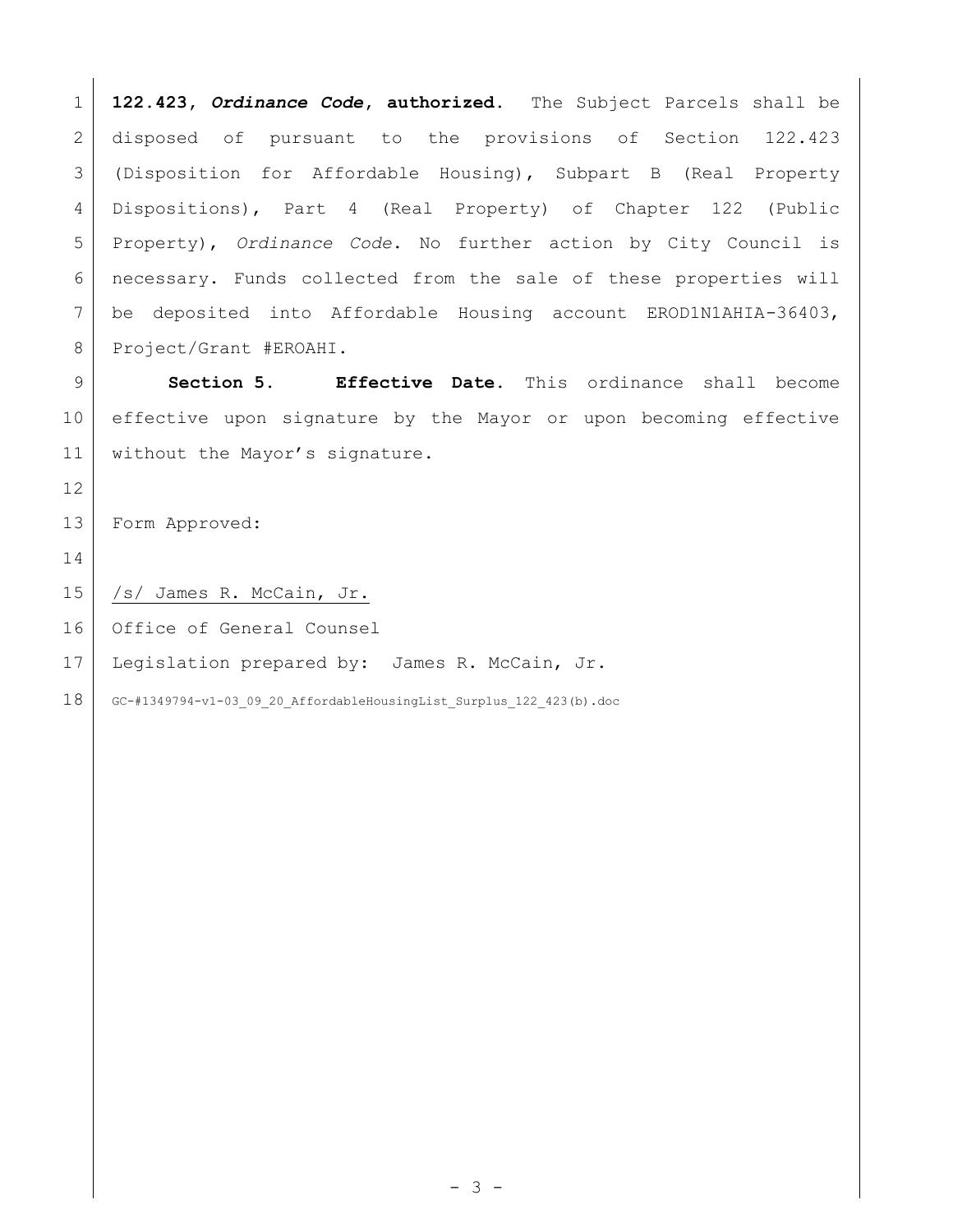**122.423, *Ordinance Code*, authorized.** The Subject Parcels shall be disposed of pursuant to the provisions of Section 122.423 (Disposition for Affordable Housing), Subpart B (Real Property Dispositions), Part 4 (Real Property) of Chapter 122 (Public Property), *Ordinance Code*. No further action by City Council is necessary. Funds collected from the sale of these properties will be deposited into Affordable Housing account EROD1N1AHIA-36403, Project/Grant #EROAHI.

**Section 5. Effective Date.** This ordinance shall become effective upon signature by the Mayor or upon becoming effective without the Mayor's signature.

Form Approved:

/s/ James R. McCain, Jr.

Office of General Counsel

Legislation prepared by: James R. McCain, Jr.

GC-#1349794-v1-03_09_20_AffordableHousingList_Surplus_122_423(b).doc